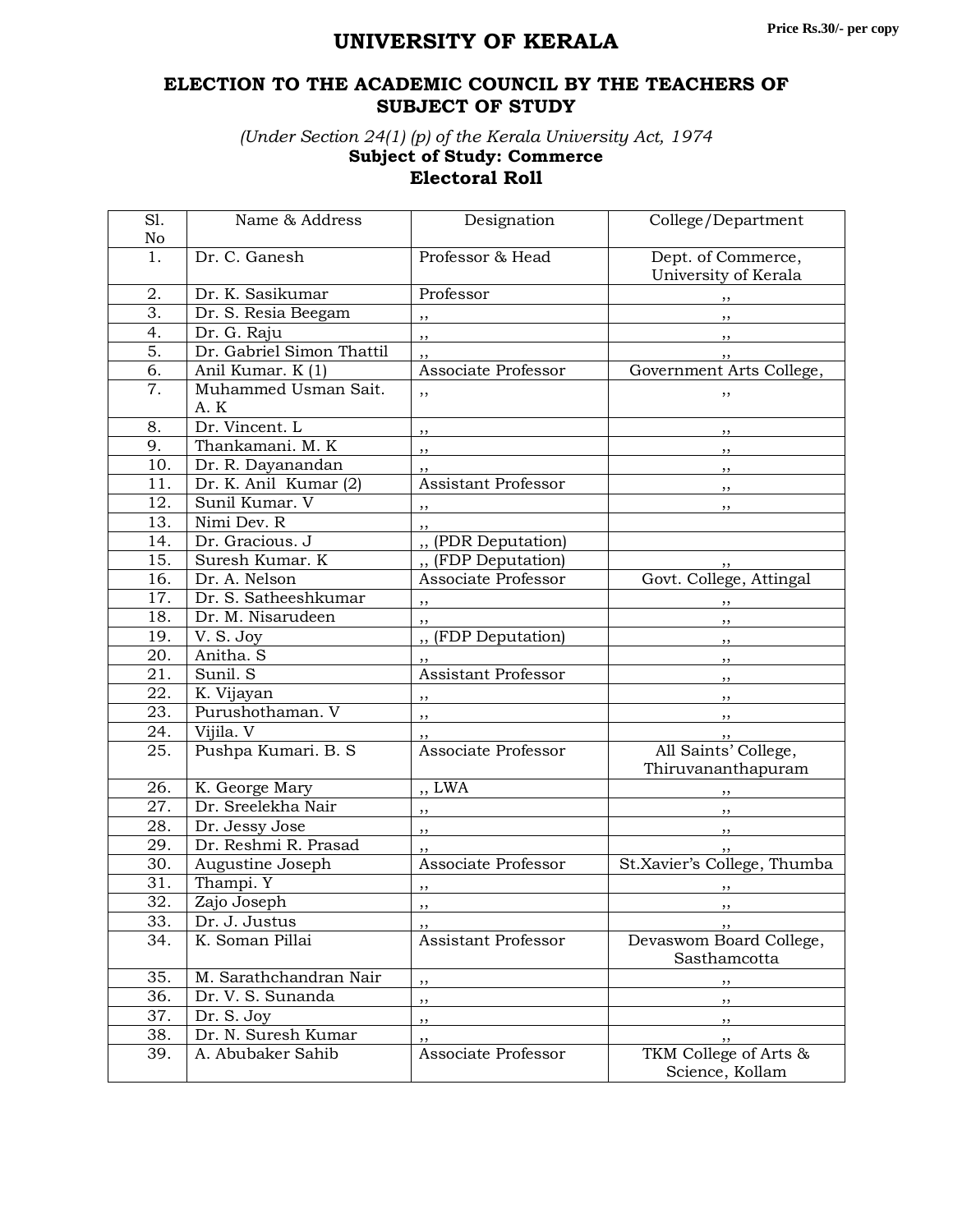Price Rs.30/- per copy

# UNIVERSITY OF KERALA

## ELECTION TO THE ACADEMIC COUNCIL BY THE TEACHERS OF SUBJECT OF STUDY

*(Under Section 24(1) (p) of the Kerala University Act, 1974*

**Subject of Study: Commerce**

**Electoral Roll**

| Sl. No | Name & Address | Designation | College/Department |
|---|---|---|---|
| 1. | Dr. C. Ganesh | Professor & Head | Dept. of Commerce, University of Kerala |
| 2. | Dr. K. Sasikumar | Professor | ,, |
| 3. | Dr. S. Resia Beegam | ,, | ,, |
| 4. | Dr. G. Raju | ,, | ,, |
| 5. | Dr. Gabriel Simon Thattil | ,, | ,, |
| 6. | Anil Kumar. K (1) | Associate Professor | Government Arts College, |
| 7. | Muhammed Usman Sait. A. K | ,, | ,, |
| 8. | Dr. Vincent. L | ,, | ,, |
| 9. | Thankamani. M. K | ,, | ,, |
| 10. | Dr. R. Dayanandan | ,, | ,, |
| 11. | Dr. K. Anil Kumar (2) | Assistant Professor | ,, |
| 12. | Sunil Kumar. V | ,, | ,, |
| 13. | Nimi Dev. R | ,, | |
| 14. | Dr. Gracious. J | ,, (PDR Deputation) | |
| 15. | Suresh Kumar. K | ,, (FDP Deputation) | ,, |
| 16. | Dr. A. Nelson | Associate Professor | Govt. College, Attingal |
| 17. | Dr. S. Satheeshkumar | ,, | ,, |
| 18. | Dr. M. Nisarudeen | ,, | ,, |
| 19. | V. S. Joy | ,, (FDP Deputation) | ,, |
| 20. | Anitha. S | ,, | ,, |
| 21. | Sunil. S | Assistant Professor | ,, |
| 22. | K. Vijayan | ,, | ,, |
| 23. | Purushothaman. V | ,, | ,, |
| 24. | Vijila. V | ,, | ,, |
| 25. | Pushpa Kumari. B. S | Associate Professor | All Saints' College, Thiruvananthapuram |
| 26. | K. George Mary | ,, LWA | ,, |
| 27. | Dr. Sreelekha Nair | ,, | ,, |
| 28. | Dr. Jessy Jose | ,, | ,, |
| 29. | Dr. Reshmi R. Prasad | ,, | ,, |
| 30. | Augustine Joseph | Associate Professor | St.Xavier's College, Thumba |
| 31. | Thampi. Y | ,, | ,, |
| 32. | Zajo Joseph | ,, | ,, |
| 33. | Dr. J. Justus | ,, | ,, |
| 34. | K. Soman Pillai | Assistant Professor | Devaswom Board College, Sasthamcotta |
| 35. | M. Sarathchandran Nair | ,, | ,, |
| 36. | Dr. V. S. Sunanda | ,, | ,, |
| 37. | Dr. S. Joy | ,, | ,, |
| 38. | Dr. N. Suresh Kumar | ,, | ,, |
| 39. | A. Abubaker Sahib | Associate Professor | TKM College of Arts & Science, Kollam |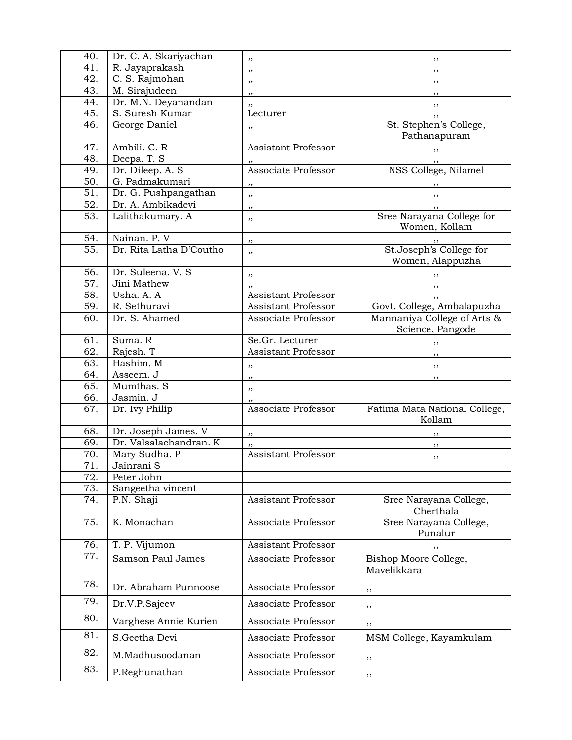| 40. | Dr. C. A. Skariyachan | ,, | ,, |
|---|---|---|---|
| 41. | R. Jayaprakash | ,, | ,, |
| 42. | C. S. Rajmohan | ,, | ,, |
| 43. | M. Sirajudeen | ,, | ,, |
| 44. | Dr. M.N. Deyanandan | ,, | ,, |
| 45. | S. Suresh Kumar | Lecturer | ,, |
| 46. | George Daniel | ,, | St. Stephen's College, Pathanapuram |
| 47. | Ambili. C. R | Assistant Professor | ,, |
| 48. | Deepa. T. S | ,, | ,, |
| 49. | Dr. Dileep. A. S | Associate Professor | NSS College, Nilamel |
| 50. | G. Padmakumari | ,, | ,, |
| 51. | Dr. G. Pushpangathan | ,, | ,, |
| 52. | Dr. A. Ambikadevi | ,, | ,, |
| 53. | Lalithakumary. A | ,, | Sree Narayana College for Women, Kollam |
| 54. | Nainan. P. V | ,, | ,, |
| 55. | Dr. Rita Latha D'Coutho | ,, | St.Joseph's College for Women, Alappuzha |
| 56. | Dr. Suleena. V. S | ,, | ,, |
| 57. | Jini Mathew | ,, | ,, |
| 58. | Usha. A. A | Assistant Professor | ,, |
| 59. | R. Sethuravi | Assistant Professor | Govt. College, Ambalapuzha |
| 60. | Dr. S. Ahamed | Associate Professor | Mannaniya College of Arts & Science, Pangode |
| 61. | Suma. R | Se.Gr. Lecturer | ,, |
| 62. | Rajesh. T | Assistant Professor | ,, |
| 63. | Hashim. M | ,, | ,, |
| 64. | Asseem. J | ,, | ,, |
| 65. | Mumthas. S | ,, | |
| 66. | Jasmin. J | ,, | |
| 67. | Dr. Ivy Philip | Associate Professor | Fatima Mata National College, Kollam |
| 68. | Dr. Joseph James. V | ,, | ,, |
| 69. | Dr. Valsalachandran. K | ,, | ,, |
| 70. | Mary Sudha. P | Assistant Professor | ,, |
| 71. | Jainrani S | | |
| 72. | Peter John | | |
| 73. | Sangeetha vincent | | |
| 74. | P.N. Shaji | Assistant Professor | Sree Narayana College, Cherthala |
| 75. | K. Monachan | Associate Professor | Sree Narayana College, Punalur |
| 76. | T. P. Vijumon | Assistant Professor | ,, |
| 77. | Samson Paul James | Associate Professor | Bishop Moore College, Mavelikkara |
| 78. | Dr. Abraham Punnoose | Associate Professor | ,, |
| 79. | Dr.V.P.Sajeev | Associate Professor | ,, |
| 80. | Varghese Annie Kurien | Associate Professor | ,, |
| 81. | S.Geetha Devi | Associate Professor | MSM College, Kayamkulam |
| 82. | M.Madhusoodanan | Associate Professor | ,, |
| 83. | P.Reghunathan | Associate Professor | ,, |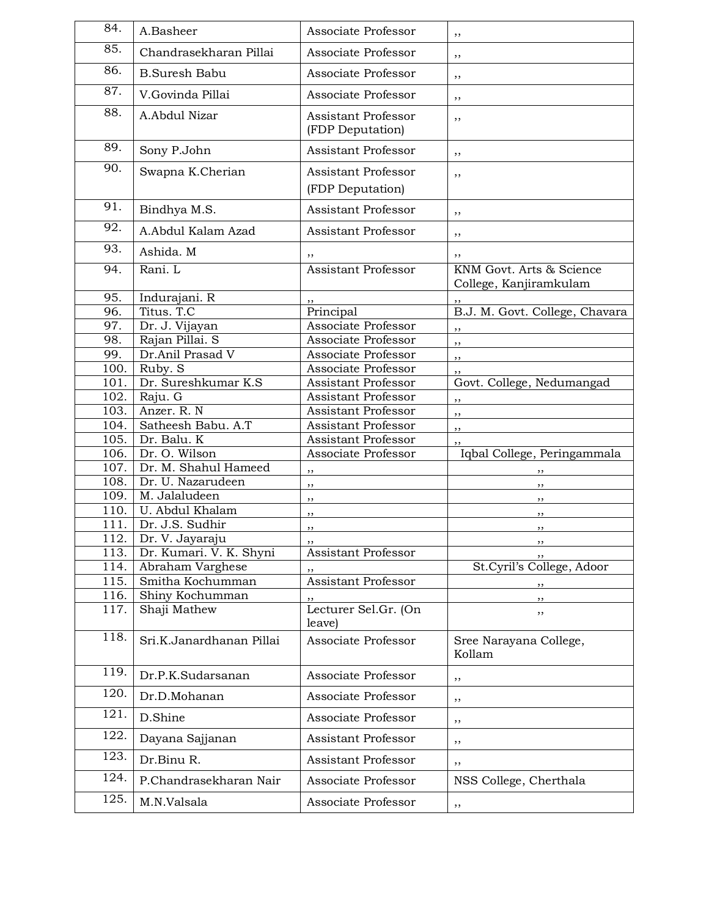| 84. | A.Basheer | Associate Professor | ,, |
|---|---|---|---|
| 85. | Chandrasekharan Pillai | Associate Professor | ,, |
| 86. | B.Suresh Babu | Associate Professor | ,, |
| 87. | V.Govinda Pillai | Associate Professor | ,, |
| 88. | A.Abdul Nizar | Assistant Professor (FDP Deputation) | ,, |
| 89. | Sony P.John | Assistant Professor | ,, |
| 90. | Swapna K.Cherian | Assistant Professor (FDP Deputation) | ,, |
| 91. | Bindhya M.S. | Assistant Professor | ,, |
| 92. | A.Abdul Kalam Azad | Assistant Professor | ,, |
| 93. | Ashida. M | ,, | ,, |
| 94. | Rani. L | Assistant Professor | KNM Govt. Arts & Science College, Kanjiramkulam |
| 95. | Indurajani. R | ,, | ,, |
| 96. | Titus. T.C | Principal | B.J. M. Govt. College, Chavara |
| 97. | Dr. J. Vijayan | Associate Professor | ,, |
| 98. | Rajan Pillai. S | Associate Professor | ,, |
| 99. | Dr.Anil Prasad V | Associate Professor | ,, |
| 100. | Ruby. S | Associate Professor | ,, |
| 101. | Dr. Sureshkumar K.S | Assistant Professor | Govt. College, Nedumangad |
| 102. | Raju. G | Assistant Professor | ,, |
| 103. | Anzer. R. N | Assistant Professor | ,, |
| 104. | Satheesh Babu. A.T | Assistant Professor | ,, |
| 105. | Dr. Balu. K | Assistant Professor | ,, |
| 106. | Dr. O. Wilson | Associate Professor | Iqbal College, Peringammala |
| 107. | Dr. M. Shahul Hameed | ,, | ,, |
| 108. | Dr. U. Nazarudeen | ,, | ,, |
| 109. | M. Jalaludeen | ,, | ,, |
| 110. | U. Abdul Khalam | ,, | ,, |
| 111. | Dr. J.S. Sudhir | ,, | ,, |
| 112. | Dr. V. Jayaraju | ,, | ,, |
| 113. | Dr. Kumari. V. K. Shyni | Assistant Professor | ,, |
| 114. | Abraham Varghese | ,, | St.Cyril's College, Adoor |
| 115. | Smitha Kochumman | Assistant Professor | ,, |
| 116. | Shiny Kochumman | ,, | ,, |
| 117. | Shaji Mathew | Lecturer Sel.Gr. (On leave) | ,, |
| 118. | Sri.K.Janardhanan Pillai | Associate Professor | Sree Narayana College, Kollam |
| 119. | Dr.P.K.Sudarsanan | Associate Professor | ,, |
| 120. | Dr.D.Mohanan | Associate Professor | ,, |
| 121. | D.Shine | Associate Professor | ,, |
| 122. | Dayana Sajjanan | Assistant Professor | ,, |
| 123. | Dr.Binu R. | Assistant Professor | ,, |
| 124. | P.Chandrasekharan Nair | Associate Professor | NSS College, Cherthala |
| 125. | M.N.Valsala | Associate Professor | ,, |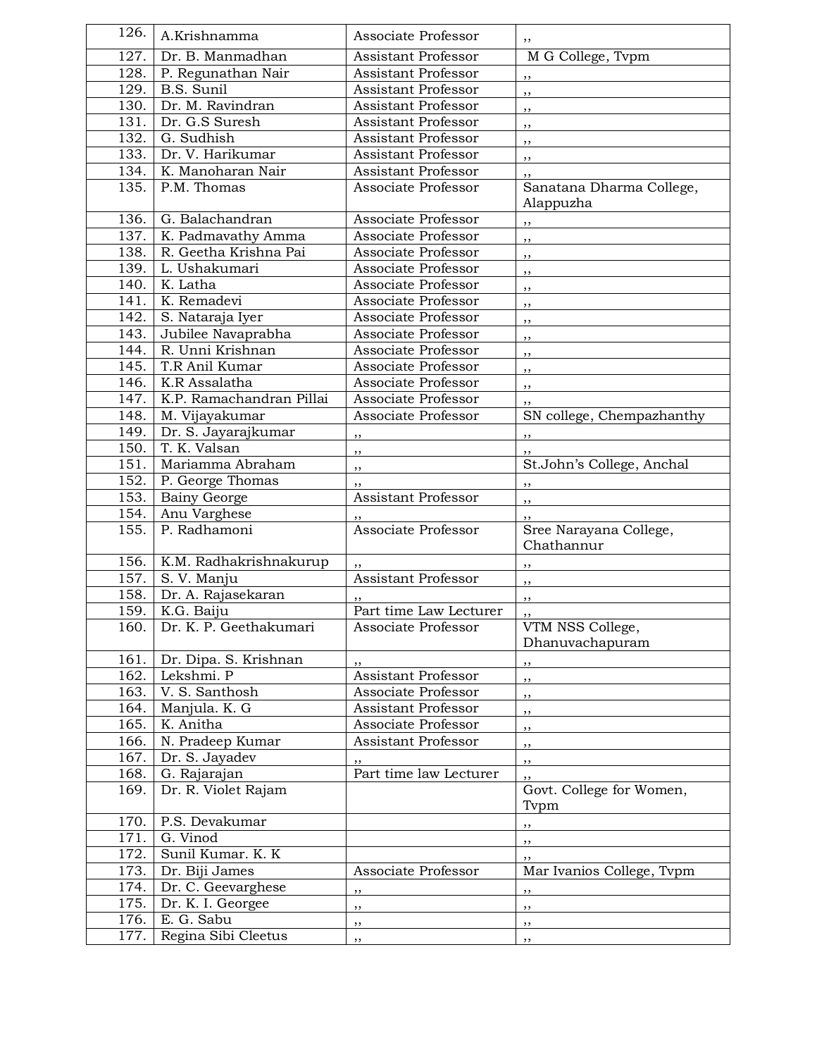| 126. | A.Krishnamma | Associate Professor | ,, |
|---|---|---|---|
| 127. | Dr. B. Manmadhan | Assistant Professor | M G College, Tvpm |
| 128. | P. Regunathan Nair | Assistant Professor | ,, |
| 129. | B.S. Sunil | Assistant Professor | ,, |
| 130. | Dr. M. Ravindran | Assistant Professor | ,, |
| 131. | Dr. G.S Suresh | Assistant Professor | ,, |
| 132. | G. Sudhish | Assistant Professor | ,, |
| 133. | Dr. V. Harikumar | Assistant Professor | ,, |
| 134. | K. Manoharan Nair | Assistant Professor | ,, |
| 135. | P.M. Thomas | Associate Professor | Sanatana Dharma College, Alappuzha |
| 136. | G. Balachandran | Associate Professor | ,, |
| 137. | K. Padmavathy Amma | Associate Professor | ,, |
| 138. | R. Geetha Krishna Pai | Associate Professor | ,, |
| 139. | L. Ushakumari | Associate Professor | ,, |
| 140. | K. Latha | Associate Professor | ,, |
| 141. | K. Remadevi | Associate Professor | ,, |
| 142. | S. Nataraja Iyer | Associate Professor | ,, |
| 143. | Jubilee Navaprabha | Associate Professor | ,, |
| 144. | R. Unni Krishnan | Associate Professor | ,, |
| 145. | T.R Anil Kumar | Associate Professor | ,, |
| 146. | K.R Assalatha | Associate Professor | ,, |
| 147. | K.P. Ramachandran Pillai | Associate Professor | ,, |
| 148. | M. Vijayakumar | Associate Professor | SN college, Chempazhanthy |
| 149. | Dr. S. Jayarajkumar | ,, | ,, |
| 150. | T. K. Valsan | ,, | ,, |
| 151. | Mariamma Abraham | ,, | St.John's College, Anchal |
| 152. | P. George Thomas | ,, | ,, |
| 153. | Bainy George | Assistant Professor | ,, |
| 154. | Anu Varghese | ,, | ,, |
| 155. | P. Radhamoni | Associate Professor | Sree Narayana College, Chathannur |
| 156. | K.M. Radhakrishnakurup | ,, | ,, |
| 157. | S. V. Manju | Assistant Professor | ,, |
| 158. | Dr. A. Rajasekaran | ,, | ,, |
| 159. | K.G. Baiju | Part time Law Lecturer | ,, |
| 160. | Dr. K. P. Geethakumari | Associate Professor | VTM NSS College, Dhanuvachapuram |
| 161. | Dr. Dipa. S. Krishnan | ,, | ,, |
| 162. | Lekshmi. P | Assistant Professor | ,, |
| 163. | V. S. Santhosh | Associate Professor | ,, |
| 164. | Manjula. K. G | Assistant Professor | ,, |
| 165. | K. Anitha | Associate Professor | ,, |
| 166. | N. Pradeep Kumar | Assistant Professor | ,, |
| 167. | Dr. S. Jayadev | ,, | ,, |
| 168. | G. Rajarajan | Part time law Lecturer | ,, |
| 169. | Dr. R. Violet Rajam | | Govt. College for Women, Tvpm |
| 170. | P.S. Devakumar | | ,, |
| 171. | G. Vinod | | ,, |
| 172. | Sunil Kumar. K. K | | ,, |
| 173. | Dr. Biji James | Associate Professor | Mar Ivanios College, Tvpm |
| 174. | Dr. C. Geevarghese | ,, | ,, |
| 175. | Dr. K. I. Georgee | ,, | ,, |
| 176. | E. G. Sabu | ,, | ,, |
| 177. | Regina Sibi Cleetus | ,, | ,, |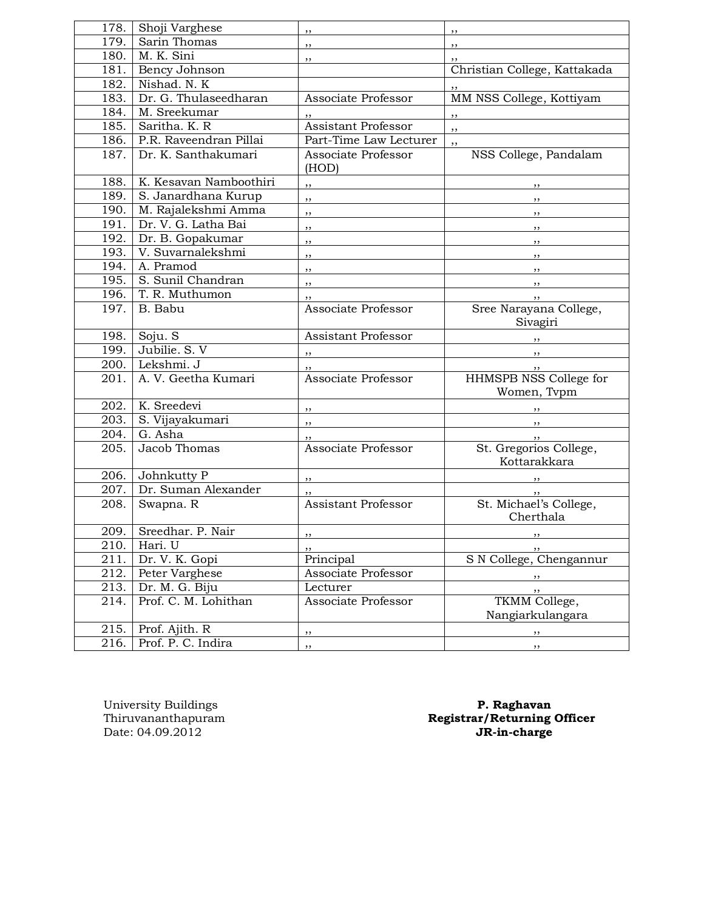| | | | |
|---|---|---|---|
| 178. | Shoji Varghese | ,, | ,, |
| 179. | Sarin Thomas | ,, | ,, |
| 180. | M. K. Sini | ,, | ,, |
| 181. | Bency Johnson | | Christian College, Kattakada |
| 182. | Nishad. N. K | | ,, |
| 183. | Dr. G. Thulaseedharan | Associate Professor | MM NSS College, Kottiyam |
| 184. | M. Sreekumar | ,, | ,, |
| 185. | Saritha. K. R | Assistant Professor | ,, |
| 186. | P.R. Raveendran Pillai | Part-Time Law Lecturer | ,, |
| 187. | Dr. K. Santhakumari | Associate Professor (HOD) | NSS College, Pandalam |
| 188. | K. Kesavan Namboothiri | ,, | ,, |
| 189. | S. Janardhana Kurup | ,, | ,, |
| 190. | M. Rajalekshmi Amma | ,, | ,, |
| 191. | Dr. V. G. Latha Bai | ,, | ,, |
| 192. | Dr. B. Gopakumar | ,, | ,, |
| 193. | V. Suvarnalekshmi | ,, | ,, |
| 194. | A. Pramod | ,, | ,, |
| 195. | S. Sunil Chandran | ,, | ,, |
| 196. | T. R. Muthumon | ,, | ,, |
| 197. | B. Babu | Associate Professor | Sree Narayana College, Sivagiri |
| 198. | Soju. S | Assistant Professor | ,, |
| 199. | Jubilie. S. V | ,, | ,, |
| 200. | Lekshmi. J | ,, | ,, |
| 201. | A. V. Geetha Kumari | Associate Professor | HHMSPB NSS College for Women, Tvpm |
| 202. | K. Sreedevi | ,, | ,, |
| 203. | S. Vijayakumari | ,, | ,, |
| 204. | G. Asha | ,, | ,, |
| 205. | Jacob Thomas | Associate Professor | St. Gregorios College, Kottarakkara |
| 206. | Johnkutty P | ,, | ,, |
| 207. | Dr. Suman Alexander | ,, | ,, |
| 208. | Swapna. R | Assistant Professor | St. Michael's College, Cherthala |
| 209. | Sreedhar. P. Nair | ,, | ,, |
| 210. | Hari. U | ,, | ,, |
| 211. | Dr. V. K. Gopi | Principal | S N College, Chengannur |
| 212. | Peter Varghese | Associate Professor | ,, |
| 213. | Dr. M. G. Biju | Lecturer | ,, |
| 214. | Prof. C. M. Lohithan | Associate Professor | TKMM College, Nangiarkulangara |
| 215. | Prof. Ajith. R | ,, | ,, |
| 216. | Prof. P. C. Indira | ,, | ,, |

University Buildings
Thiruvananthapuram
Date: 04.09.2012

**P. Raghavan**
**Registrar/Returning Officer**
**JR-in-charge**